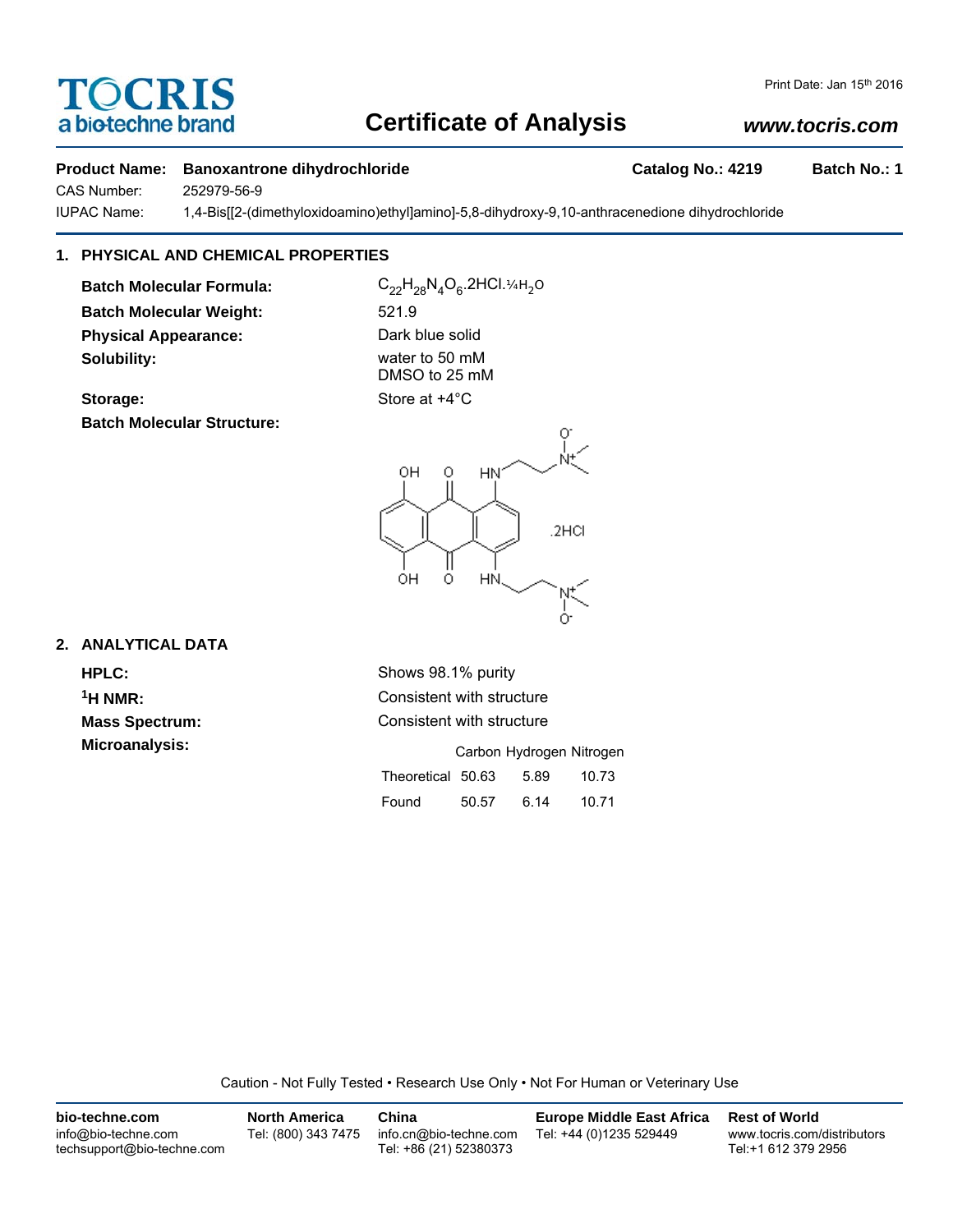**TOCRIS**
a biotechne brand

# Certificate of Analysis

Print Date: Jan 15th 2016

www.tocris.com

**Product Name:** **Banoxantrone dihydrochloride** **Catalog No.: 4219** **Batch No.: 1**

CAS Number: 252979-56-9

IUPAC Name: 1,4-Bis[[2-(dimethyloxidoamino)ethyl]amino]-5,8-dihydroxy-9,10-anthracenedione dihydrochloride

## 1. PHYSICAL AND CHEMICAL PROPERTIES

**Batch Molecular Formula:** $C_{22}H_{28}N_4O_6.2HCl.¼H_2O$

**Batch Molecular Weight:** 521.9

**Physical Appearance:** Dark blue solid

**Solubility:** water to 50 mM
DMSO to 25 mM

**Storage:** Store at +4°C

**Batch Molecular Structure:**

## 2. ANALYTICAL DATA

**HPLC:** Shows 98.1% purity

**$^1$H NMR:** Consistent with structure

**Mass Spectrum:** Consistent with structure

**Microanalysis:**

| | Carbon | Hydrogen | Nitrogen |
|---|---|---|---|
| Theoretical | 50.63 | 5.89 | 10.73 |
| Found | 50.57 | 6.14 | 10.71 |

Caution - Not Fully Tested • Research Use Only • Not For Human or Veterinary Use

**bio-techne.com**
info@bio-techne.com
techsupport@bio-techne.com

**North America**
Tel: (800) 343 7475

**China**
info.cn@bio-techne.com
Tel: +86 (21) 52380373

**Europe Middle East Africa**
Tel: +44 (0)1235 529449

**Rest of World**
www.tocris.com/distributors
Tel:+1 612 379 2956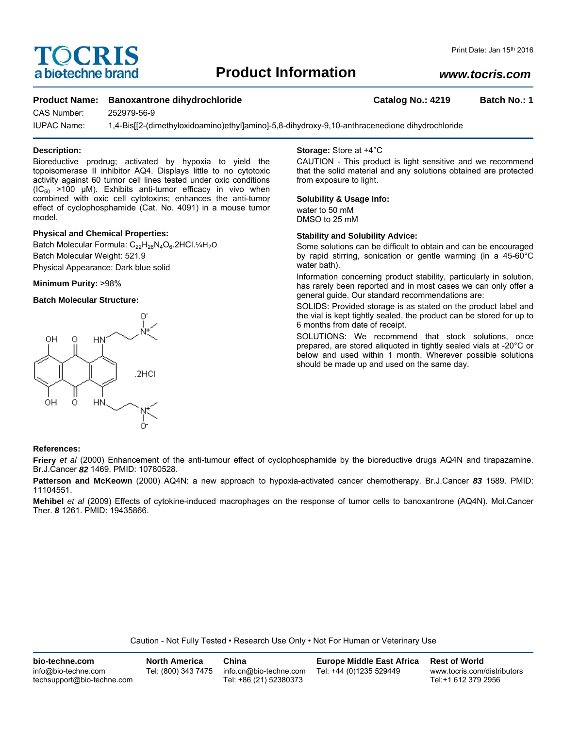# TOCRIS
a biotechne brand

Print Date: Jan 15th 2016

## Product Information

***www.tocris.com***

**Product Name:** **Banoxantrone dihydrochloride** **Catalog No.: 4219** **Batch No.: 1**

CAS Number: 252979-56-9

IUPAC Name: 1,4-Bis[[2-(dimethyloxidoamino)ethyl]amino]-5,8-dihydroxy-9,10-anthracenedione dihydrochloride

### Description:

Bioreductive prodrug; activated by hypoxia to yield the topoisomerase II inhibitor AQ4. Displays little to no cytotoxic activity against 60 tumor cell lines tested under oxic conditions ($IC_{50}$ >100 μM). Exhibits anti-tumor efficacy in vivo when combined with oxic cell cytotoxins; enhances the anti-tumor effect of cyclophosphamide (Cat. No. 4091) in a mouse tumor model.

### Physical and Chemical Properties:

Batch Molecular Formula: $C_{22}H_{28}N_4O_6.2HCl.\frac{1}{4}H_2O$

Batch Molecular Weight: 521.9

Physical Appearance: Dark blue solid

**Minimum Purity:** >98%

### Batch Molecular Structure:

OH O HN
OH O HN
.2HCl

### Storage: Store at +4°C

CAUTION - This product is light sensitive and we recommend that the solid material and any solutions obtained are protected from exposure to light.

### Solubility & Usage Info:

water to 50 mM
DMSO to 25 mM

### Stability and Solubility Advice:

Some solutions can be difficult to obtain and can be encouraged by rapid stirring, sonication or gentle warming (in a 45-60°C water bath).

Information concerning product stability, particularly in solution, has rarely been reported and in most cases we can only offer a general guide. Our standard recommendations are:

SOLIDS: Provided storage is as stated on the product label and the vial is kept tightly sealed, the product can be stored for up to 6 months from date of receipt.

SOLUTIONS: We recommend that stock solutions, once prepared, are stored aliquoted in tightly sealed vials at -20°C or below and used within 1 month. Wherever possible solutions should be made up and used on the same day.

### References:

**Friery** *et al* (2000) Enhancement of the anti-tumour effect of cyclophosphamide by the bioreductive drugs AQ4N and tirapazamine. Br.J.Cancer ***82*** 1469. PMID: 10780528.

**Patterson and McKeown** (2000) AQ4N: a new approach to hypoxia-activated cancer chemotherapy. Br.J.Cancer ***83*** 1589. PMID: 11104551.

**Mehibel** *et al* (2009) Effects of cytokine-induced macrophages on the response of tumor cells to banoxantrone (AQ4N). Mol.Cancer Ther. ***8*** 1261. PMID: 19435866.

Caution - Not Fully Tested • Research Use Only • Not For Human or Veterinary Use

**bio-techne.com**
info@bio-techne.com
techsupport@bio-techne.com

**North America**
Tel: (800) 343 7475

**China**
info.cn@bio-techne.com
Tel: +86 (21) 52380373

**Europe Middle East Africa**
Tel: +44 (0)1235 529449

**Rest of World**
www.tocris.com/distributors
Tel:+1 612 379 2956